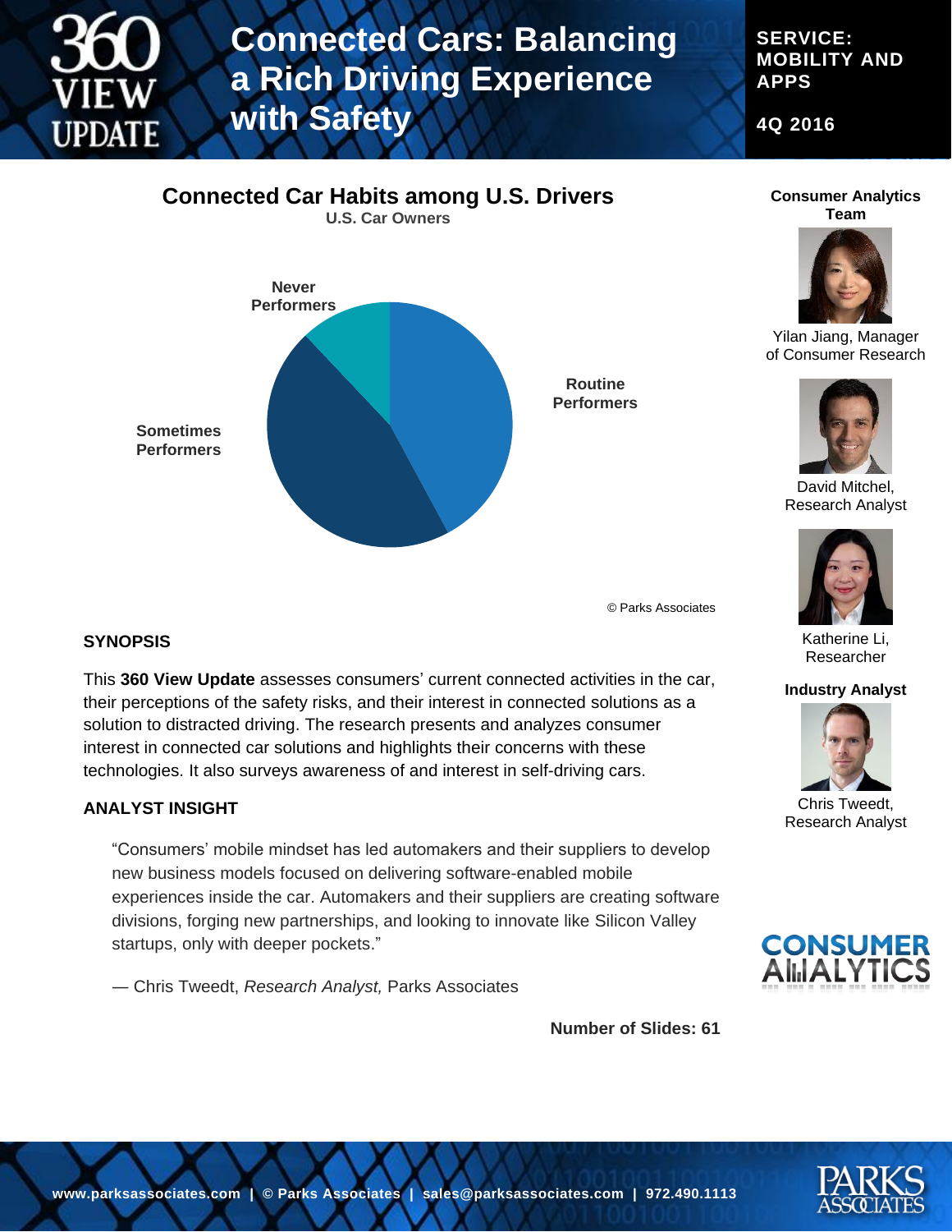# 360 VIEW UPDATE

# Connected Cars: Balancing a Rich Driving Experience with Safety

**SERVICE: MOBILITY AND APPS**

**4Q 2016**

## Connected Car Habits among U.S. Drivers

U.S. Car Owners

Never Performers

Routine Performers

Sometimes Performers

© Parks Associates

**Consumer Analytics Team**

Yilan Jiang, Manager of Consumer Research

David Mitchel, Research Analyst

Katherine Li, Researcher

**Industry Analyst**

Chris Tweedt, Research Analyst

### SYNOPSIS

This **360 View Update** assesses consumers' current connected activities in the car, their perceptions of the safety risks, and their interest in connected solutions as a solution to distracted driving. The research presents and analyzes consumer interest in connected car solutions and highlights their concerns with these technologies. It also surveys awareness of and interest in self-driving cars.

### ANALYST INSIGHT

"Consumers' mobile mindset has led automakers and their suppliers to develop new business models focused on delivering software-enabled mobile experiences inside the car. Automakers and their suppliers are creating software divisions, forging new partnerships, and looking to innovate like Silicon Valley startups, only with deeper pockets."

— Chris Tweedt, *Research Analyst,* Parks Associates

**Number of Slides: 61**

CONSUMER ANALYTICS

www.parksassociates.com | © Parks Associates | sales@parksassociates.com | 972.490.1113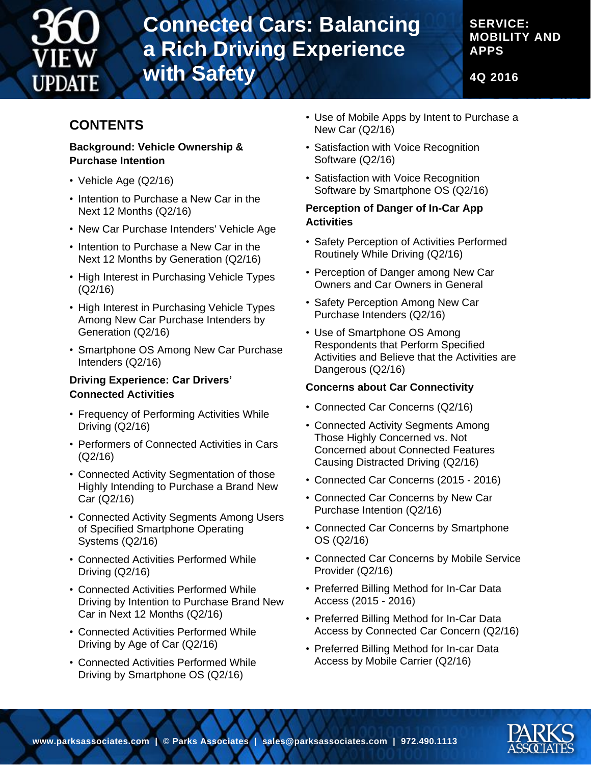# Connected Cars: Balancing a Rich Driving Experience with Safety

**SERVICE: MOBILITY AND APPS**

**4Q 2016**

## CONTENTS

**Background: Vehicle Ownership & Purchase Intention**

- Vehicle Age (Q2/16)
- Intention to Purchase a New Car in the Next 12 Months (Q2/16)
- New Car Purchase Intenders' Vehicle Age
- Intention to Purchase a New Car in the Next 12 Months by Generation (Q2/16)
- High Interest in Purchasing Vehicle Types (Q2/16)
- High Interest in Purchasing Vehicle Types Among New Car Purchase Intenders by Generation (Q2/16)
- Smartphone OS Among New Car Purchase Intenders (Q2/16)

**Driving Experience: Car Drivers' Connected Activities**

- Frequency of Performing Activities While Driving (Q2/16)
- Performers of Connected Activities in Cars (Q2/16)
- Connected Activity Segmentation of those Highly Intending to Purchase a Brand New Car (Q2/16)
- Connected Activity Segments Among Users of Specified Smartphone Operating Systems (Q2/16)
- Connected Activities Performed While Driving (Q2/16)
- Connected Activities Performed While Driving by Intention to Purchase Brand New Car in Next 12 Months (Q2/16)
- Connected Activities Performed While Driving by Age of Car (Q2/16)
- Connected Activities Performed While Driving by Smartphone OS (Q2/16)
- Use of Mobile Apps by Intent to Purchase a New Car (Q2/16)
- Satisfaction with Voice Recognition Software (Q2/16)
- Satisfaction with Voice Recognition Software by Smartphone OS (Q2/16)

**Perception of Danger of In-Car App Activities**

- Safety Perception of Activities Performed Routinely While Driving (Q2/16)
- Perception of Danger among New Car Owners and Car Owners in General
- Safety Perception Among New Car Purchase Intenders (Q2/16)
- Use of Smartphone OS Among Respondents that Perform Specified Activities and Believe that the Activities are Dangerous (Q2/16)

**Concerns about Car Connectivity**

- Connected Car Concerns (Q2/16)
- Connected Activity Segments Among Those Highly Concerned vs. Not Concerned about Connected Features Causing Distracted Driving (Q2/16)
- Connected Car Concerns (2015 - 2016)
- Connected Car Concerns by New Car Purchase Intention (Q2/16)
- Connected Car Concerns by Smartphone OS (Q2/16)
- Connected Car Concerns by Mobile Service Provider (Q2/16)
- Preferred Billing Method for In-Car Data Access (2015 - 2016)
- Preferred Billing Method for In-Car Data Access by Connected Car Concern (Q2/16)
- Preferred Billing Method for In-car Data Access by Mobile Carrier (Q2/16)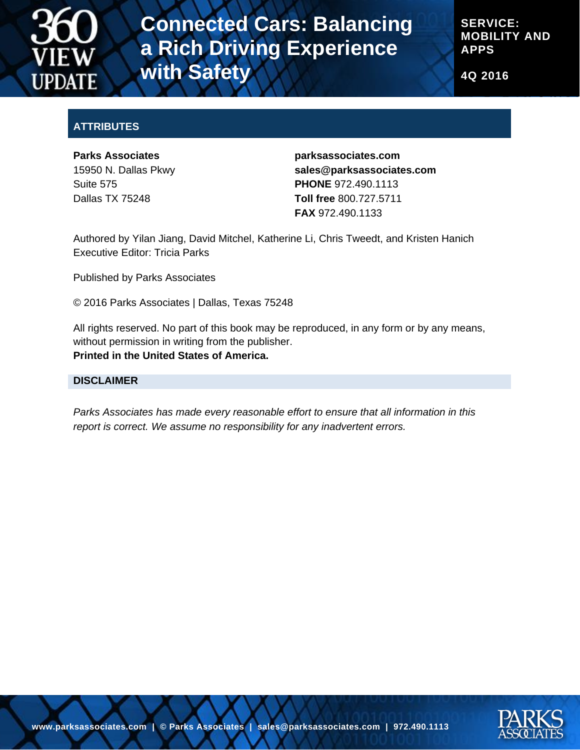# Connected Cars: Balancing a Rich Driving Experience with Safety

**SERVICE: MOBILITY AND APPS**

**4Q 2016**

## ATTRIBUTES

**Parks Associates**
15950 N. Dallas Pkwy
Suite 575
Dallas TX 75248

**parksassociates.com**
**sales@parksassociates.com**
**PHONE** 972.490.1113
**Toll free** 800.727.5711
**FAX** 972.490.1133

Authored by Yilan Jiang, David Mitchel, Katherine Li, Chris Tweedt, and Kristen Hanich
Executive Editor: Tricia Parks

Published by Parks Associates

© 2016 Parks Associates | Dallas, Texas 75248

All rights reserved. No part of this book may be reproduced, in any form or by any means, without permission in writing from the publisher.
**Printed in the United States of America.**

## DISCLAIMER

*Parks Associates has made every reasonable effort to ensure that all information in this report is correct. We assume no responsibility for any inadvertent errors.*